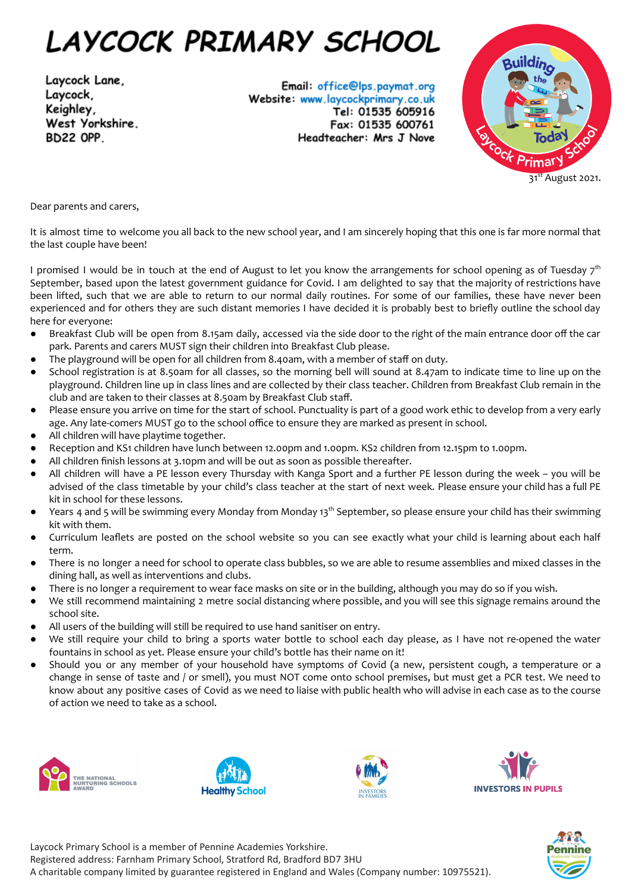# LAYCOCK PRIMARY SCHOOL

Laycock Lane,
Laycock,
Keighley,
West Yorkshire.
BD22 0PP.

Email: office@lps.paymat.org
Website: www.laycockprimary.co.uk
Tel: 01535 605916
Fax: 01535 600761
Headteacher: Mrs J Nove

31st August 2021.

Dear parents and carers,

It is almost time to welcome you all back to the new school year, and I am sincerely hoping that this one is far more normal that the last couple have been!

I promised I would be in touch at the end of August to let you know the arrangements for school opening as of Tuesday 7th September, based upon the latest government guidance for Covid. I am delighted to say that the majority of restrictions have been lifted, such that we are able to return to our normal daily routines. For some of our families, these have never been experienced and for others they are such distant memories I have decided it is probably best to briefly outline the school day here for everyone:

- Breakfast Club will be open from 8.15am daily, accessed via the side door to the right of the main entrance door off the car park. Parents and carers MUST sign their children into Breakfast Club please.
- The playground will be open for all children from 8.40am, with a member of staff on duty.
- School registration is at 8.50am for all classes, so the morning bell will sound at 8.47am to indicate time to line up on the playground. Children line up in class lines and are collected by their class teacher. Children from Breakfast Club remain in the club and are taken to their classes at 8.50am by Breakfast Club staff.
- Please ensure you arrive on time for the start of school. Punctuality is part of a good work ethic to develop from a very early age. Any late-comers MUST go to the school office to ensure they are marked as present in school.
- All children will have playtime together.
- Reception and KS1 children have lunch between 12.00pm and 1.00pm. KS2 children from 12.15pm to 1.00pm.
- All children finish lessons at 3.10pm and will be out as soon as possible thereafter.
- All children will have a PE lesson every Thursday with Kanga Sport and a further PE lesson during the week – you will be advised of the class timetable by your child's class teacher at the start of next week. Please ensure your child has a full PE kit in school for these lessons.
- Years 4 and 5 will be swimming every Monday from Monday 13th September, so please ensure your child has their swimming kit with them.
- Curriculum leaflets are posted on the school website so you can see exactly what your child is learning about each half term.
- There is no longer a need for school to operate class bubbles, so we are able to resume assemblies and mixed classes in the dining hall, as well as interventions and clubs.
- There is no longer a requirement to wear face masks on site or in the building, although you may do so if you wish.
- We still recommend maintaining 2 metre social distancing where possible, and you will see this signage remains around the school site.
- All users of the building will still be required to use hand sanitiser on entry.
- We still require your child to bring a sports water bottle to school each day please, as I have not re-opened the water fountains in school as yet. Please ensure your child's bottle has their name on it!
- Should you or any member of your household have symptoms of Covid (a new, persistent cough, a temperature or a change in sense of taste and / or smell), you must NOT come onto school premises, but must get a PCR test. We need to know about any positive cases of Covid as we need to liaise with public health who will advise in each case as to the course of action we need to take as a school.

Laycock Primary School is a member of Pennine Academies Yorkshire.
Registered address: Farnham Primary School, Stratford Rd, Bradford BD7 3HU
A charitable company limited by guarantee registered in England and Wales (Company number: 10975521).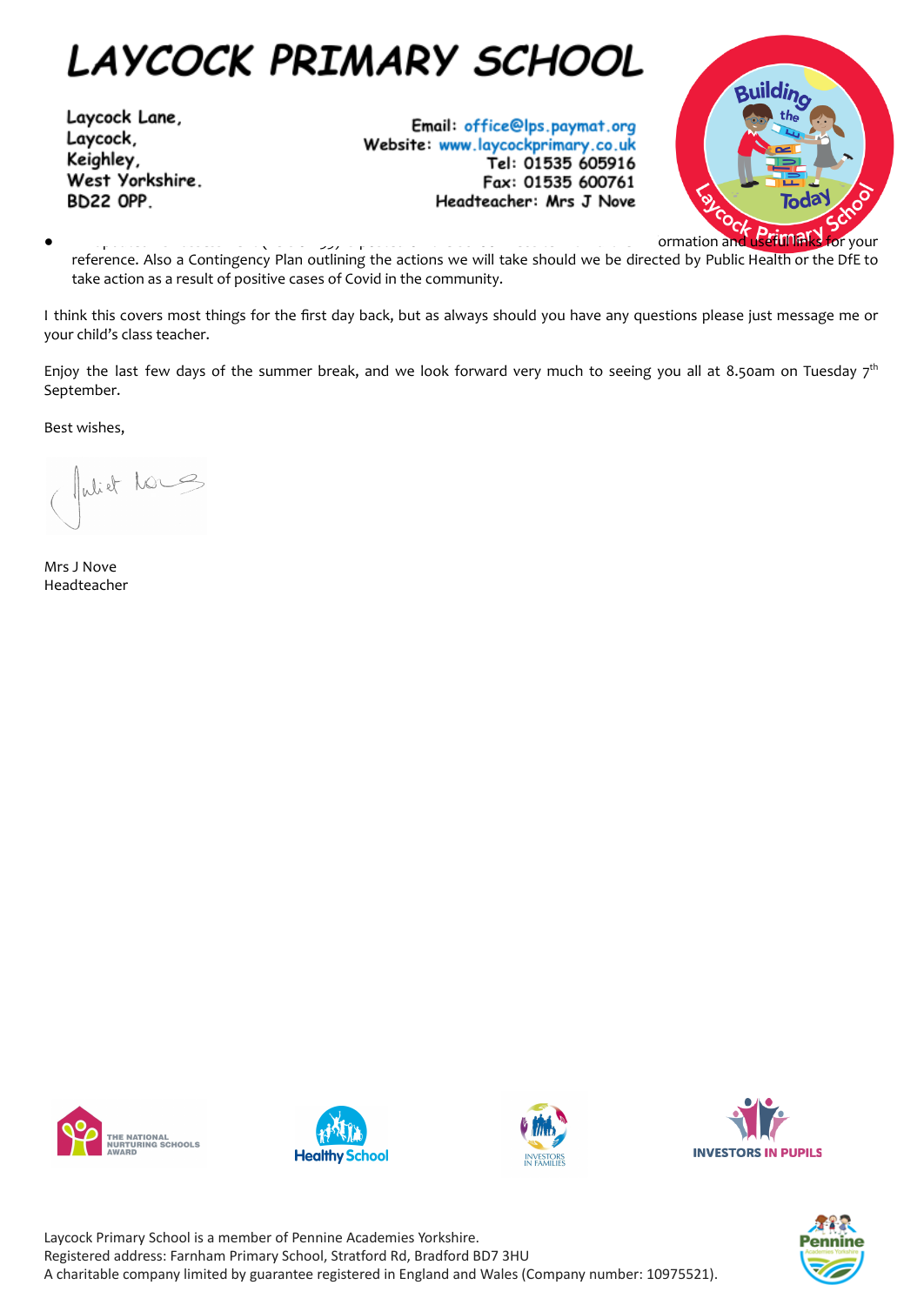# LAYCOCK PRIMARY SCHOOL

Laycock Lane,
Laycock,
Keighley,
West Yorkshire.
BD22 0PP.

Email: office@lps.paymat.org
Website: www.laycockprimary.co.uk
Tel: 01535 605916
Fax: 01535 600761
Headteacher: Mrs J Nove

- ... ormation and useful links for your reference. Also a Contingency Plan outlining the actions we will take should we be directed by Public Health or the DfE to take action as a result of positive cases of Covid in the community.

I think this covers most things for the first day back, but as always should you have any questions please just message me or your child's class teacher.

Enjoy the last few days of the summer break, and we look forward very much to seeing you all at 8.50am on Tuesday 7th September.

Best wishes,

Mrs J Nove
Headteacher

Laycock Primary School is a member of Pennine Academies Yorkshire.
Registered address: Farnham Primary School, Stratford Rd, Bradford BD7 3HU
A charitable company limited by guarantee registered in England and Wales (Company number: 10975521).